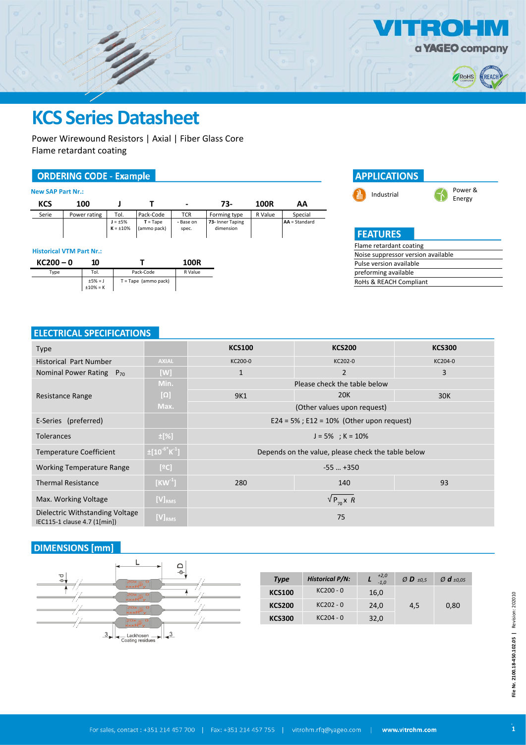# KCS Series Datasheet

Power Wirewound Resistors | Axial | Fiber Glass Core
Flame retardant coating

## ORDERING CODE - Example

**New SAP Part Nr.:**

| KCS | 100 | J | T | - | 73- | 100R | AA |
|---|---|---|---|---|---|---|---|
| Serie | Power rating | Tol. | Pack-Code | TCR | Forming type | R Value | Special |
| | | J = ±5% K = ±10% | T = Tape (ammo pack) | - Base on spec. | 73- Inner Taping dimension | | AA = Standard |

**Historical VTM Part Nr.:**

| KC200 – 0 | 10 | T | 100R |
|---|---|---|---|
| Type | Tol. | Pack-Code | R Value |
| | ±5% = J ±10% = K | T = Tape (ammo pack) | |

## APPLICATIONS

- Industrial
- Power & Energy

## FEATURES

- Flame retardant coating
- Noise suppressor version available
- Pulse version available
- preforming available
- RoHs & REACH Compliant

## ELECTRICAL SPECIFICATIONS

| Type | | KCS100 | KCS200 | KCS300 |
|---|---|---|---|---|
| Historical Part Number | AXIAL | KC200-0 | KC202-0 | KC204-0 |
| Nominal Power Rating $P_{70}$ | [W] | 1 | 2 | 3 |
| Resistance Range | Min. | Please check the table below | | |
| | [Ω] | 9K1 | 20K | 30K |
| | Max. | (Other values upon request) | | |
| E-Series (preferred) | | E24 = 5% ; E12 = 10% (Other upon request) | | |
| Tolerances | ±[%] | J = 5% ; K = 10% | | |
| Temperature Coefficient | $\pm[10^{-6}K^{-1}]$ | Depends on the value, please check the table below | | |
| Working Temperature Range | [ºC] | -55 … +350 | | |
| Thermal Resistance | $[KW^{-1}]$ | 280 | 140 | 93 |
| Max. Working Voltage | $[V]_{RMS}$ | $\sqrt{P_{70} \times R}$ | | |
| Dielectric Withstanding Voltage IEC115-1 clause 4.7 (1[min]) | $[V]_{RMS}$ | 75 | | |

## DIMENSIONS [mm]

Lackhosen Coating residues

| Type | Historical P/N: | L $^{+2,0}_{-1,0}$ | Ø D ±0,5 | Ø d ±0,05 |
|---|---|---|---|---|
| KCS100 | KC200 - 0 | 16,0 | 4,5 | 0,80 |
| KCS200 | KC202 - 0 | 24,0 | | |
| KCS300 | KC204 - 0 | 32,0 | | |

File Nr. 2100.18-450.102.05 | Revision: 202010

For sales, contact : +351 214 457 700 | Fax: +351 214 457 755 | vitrohm.rfq@yageo.com | www.vitrohm.com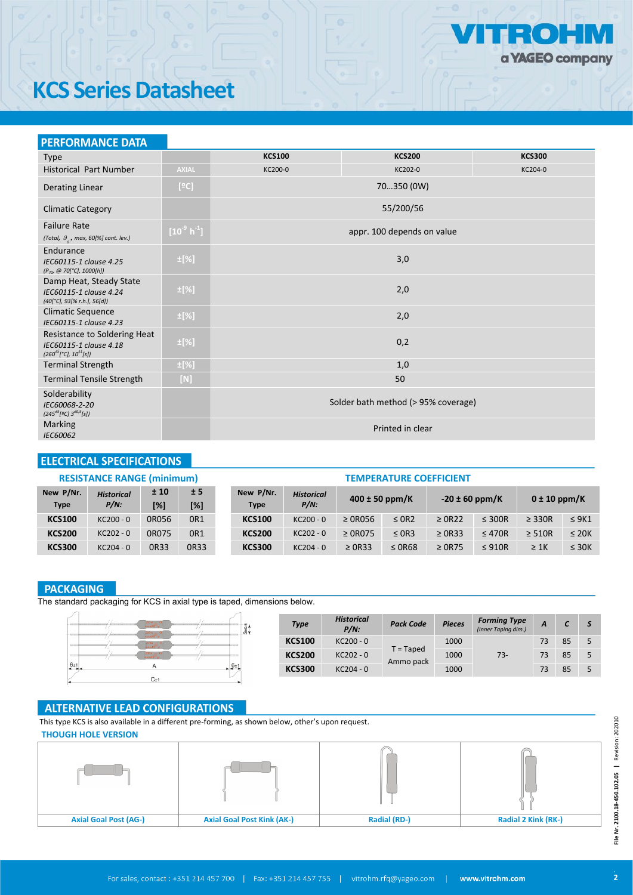# KCS Series Datasheet

## PERFORMANCE DATA

| Type | | KCS100 | KCS200 | KCS300 |
|---|---|---|---|---|
| Historical Part Number | AXIAL | KC200-0 | KC202-0 | KC204-0 |
| Derating Linear | [ºC] | 70…350 (0W) | | |
| Climatic Category | | 55/200/56 | | |
| Failure Rate *(Total, $\vartheta_{p}$, max, 60[%] cont. lev.)* | [$10^{-9}$ $h^{-1}$] | appr. 100 depends on value | | |
| Endurance *IEC60115-1 clause 4.25* *($P_{70}$, @ 70[°C], 1000[h])* | ±[%] | 3,0 | | |
| Damp Heat, Steady State *IEC60115-1 clause 4.24* *(40[°C], 93[% r.h.], 56[d])* | ±[%] | 2,0 | | |
| Climatic Sequence *IEC60115-1 clause 4.23* | ±[%] | 2,0 | | |
| Resistance to Soldering Heat *IEC60115-1 clause 4.18* *($260^{±5}$[°C], $10^{±1}$[s])* | ±[%] | 0,2 | | |
| Terminal Strength | ±[%] | 1,0 | | |
| Terminal Tensile Strength | [N] | 50 | | |
| Solderability *IEC60068-2-20* *($245^{±5}$[ºC] $3^{±0,5}$[s])* | | Solder bath method (> 95% coverage) | | |
| Marking *IEC60062* | | Printed in clear | | |

## ELECTRICAL SPECIFICATIONS

### RESISTANCE RANGE (minimum)

| New P/Nr. Type | *Historical P/N:* | ± 10 [%] | ± 5 [%] |
|---|---|---|---|
| **KCS100** | KC200 - 0 | 0R056 | 0R1 |
| **KCS200** | KC202 - 0 | 0R075 | 0R1 |
| **KCS300** | KC204 - 0 | 0R33 | 0R33 |

### TEMPERATURE COEFFICIENT

| New P/Nr. Type | *Historical P/N:* | 400 ± 50 ppm/K | | -20 ± 60 ppm/K | | 0 ± 10 ppm/K | |
|---|---|---|---|---|---|---|---|
| **KCS100** | KC200 - 0 | ≥ 0R056 | ≤ 0R2 | ≥ 0R22 | ≤ 300R | ≥ 330R | ≤ 9K1 |
| **KCS200** | KC202 - 0 | ≥ 0R075 | ≤ 0R3 | ≥ 0R33 | ≤ 470R | ≥ 510R | ≤ 20K |
| **KCS300** | KC204 - 0 | ≥ 0R33 | ≤ 0R68 | ≥ 0R75 | ≤ 910R | ≥ 1K | ≤ 30K |

## PACKAGING

The standard packaging for KCS in axial type is taped, dimensions below.

S±0,5

6±1 A 6±1

C±1

| *Type* | *Historical P/N:* | *Pack Code* | *Pieces* | *Forming Type (Inner Taping dim.)* | *A* | *C* | *S* |
|---|---|---|---|---|---|---|---|
| **KCS100** | KC200 - 0 | T = Taped Ammo pack | 1000 | 73- | 73 | 85 | 5 |
| **KCS200** | KC202 - 0 | | 1000 | | 73 | 85 | 5 |
| **KCS300** | KC204 - 0 | | 1000 | | 73 | 85 | 5 |

## ALTERNATIVE LEAD CONFIGURATIONS

This type KCS is also available in a different pre-forming, as shown below, other's upon request.

### THOUGH HOLE VERSION

| | | | |
|---|---|---|---|
| Axial Goal Post (AG-) | Axial Goal Post Kink (AK-) | Radial (RD-) | Radial 2 Kink (RK-) |

File Nr. 2100.18-450.102.05 | Revision: 202010

For sales, contact : +351 214 457 700 | Fax: +351 214 457 755 | vitrohm.rfq@yageo.com | www.vitrohm.com